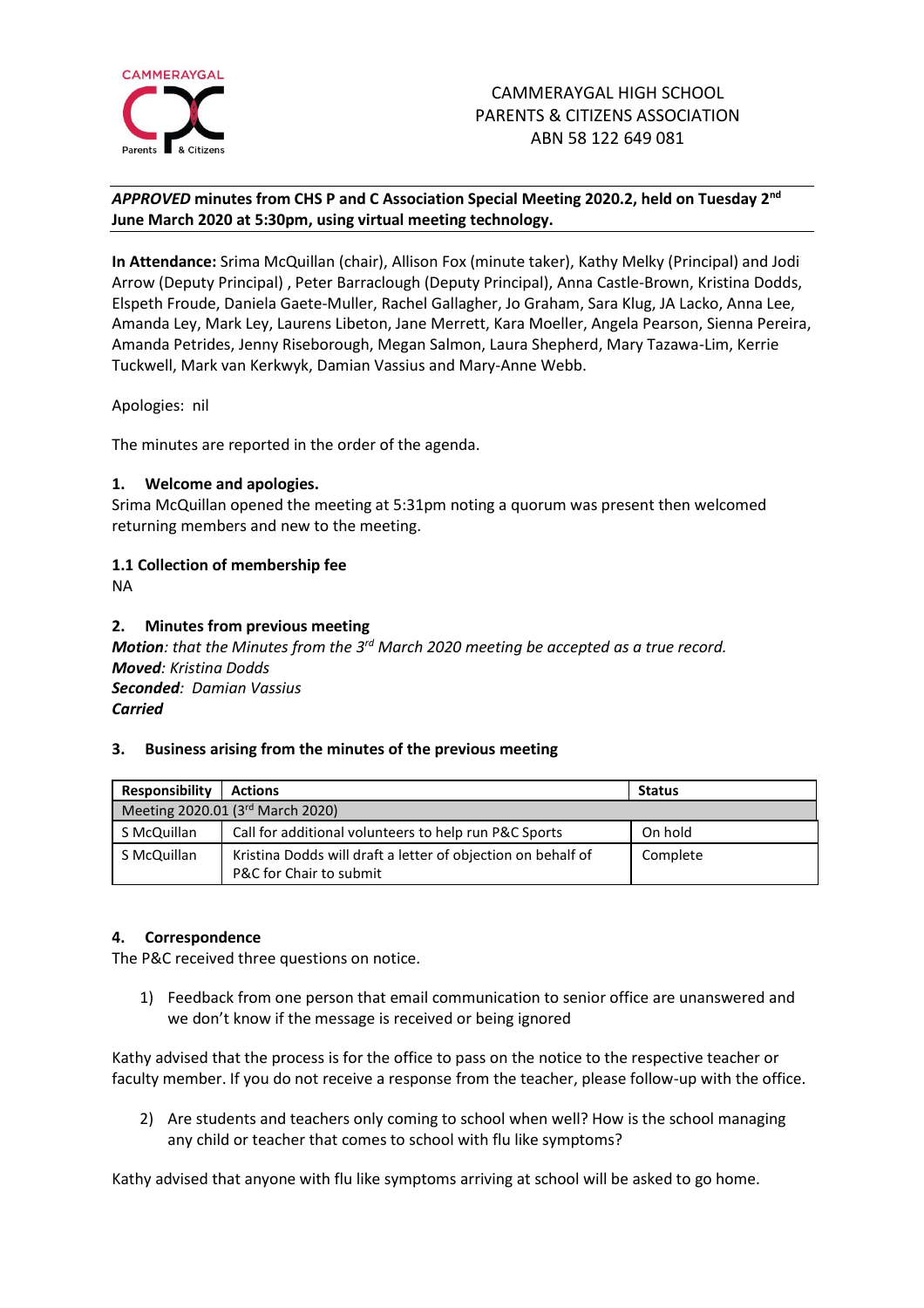CAMMERAYGAL HIGH SCHOOL
PARENTS & CITIZENS ASSOCIATION
ABN 58 122 649 081

***APPROVED* minutes from CHS P and C Association Special Meeting 2020.2, held on Tuesday 2nd June March 2020 at 5:30pm, using virtual meeting technology.**

**In Attendance:** Srima McQuillan (chair), Allison Fox (minute taker), Kathy Melky (Principal) and Jodi Arrow (Deputy Principal) , Peter Barraclough (Deputy Principal), Anna Castle-Brown, Kristina Dodds, Elspeth Froude, Daniela Gaete-Muller, Rachel Gallagher, Jo Graham, Sara Klug, JA Lacko, Anna Lee, Amanda Ley, Mark Ley, Laurens Libeton, Jane Merrett, Kara Moeller, Angela Pearson, Sienna Pereira, Amanda Petrides, Jenny Riseborough, Megan Salmon, Laura Shepherd, Mary Tazawa-Lim, Kerrie Tuckwell, Mark van Kerkwyk, Damian Vassius and Mary-Anne Webb.

Apologies: nil

The minutes are reported in the order of the agenda.

## 1. Welcome and apologies.

Srima McQuillan opened the meeting at 5:31pm noting a quorum was present then welcomed returning members and new to the meeting.

### 1.1 Collection of membership fee

NA

## 2. Minutes from previous meeting

***Motion**: that the Minutes from the 3rd March 2020 meeting be accepted as a true record.*
***Moved**: Kristina Dodds*
***Seconded**: Damian Vassius*
***Carried***

## 3. Business arising from the minutes of the previous meeting

| Responsibility | Actions | Status |
|---|---|---|
| Meeting 2020.01 (3rd March 2020) | | |
| S McQuillan | Call for additional volunteers to help run P&C Sports | On hold |
| S McQuillan | Kristina Dodds will draft a letter of objection on behalf of P&C for Chair to submit | Complete |

## 4. Correspondence

The P&C received three questions on notice.

1) Feedback from one person that email communication to senior office are unanswered and we don't know if the message is received or being ignored

Kathy advised that the process is for the office to pass on the notice to the respective teacher or faculty member. If you do not receive a response from the teacher, please follow-up with the office.

2) Are students and teachers only coming to school when well? How is the school managing any child or teacher that comes to school with flu like symptoms?

Kathy advised that anyone with flu like symptoms arriving at school will be asked to go home.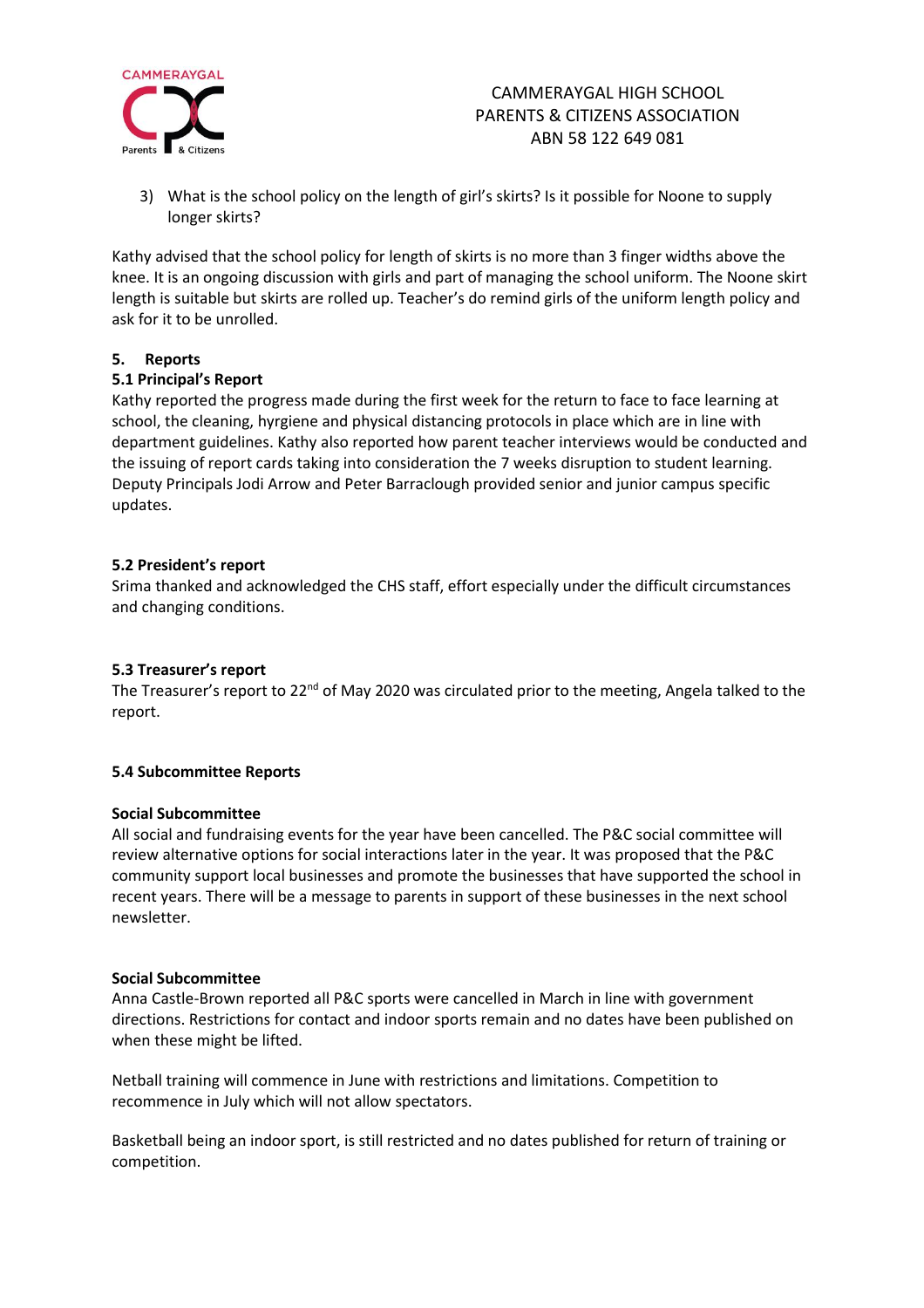3) What is the school policy on the length of girl's skirts? Is it possible for Noone to supply longer skirts?

Kathy advised that the school policy for length of skirts is no more than 3 finger widths above the knee. It is an ongoing discussion with girls and part of managing the school uniform. The Noone skirt length is suitable but skirts are rolled up. Teacher's do remind girls of the uniform length policy and ask for it to be unrolled.

## 5. Reports

### 5.1 Principal's Report

Kathy reported the progress made during the first week for the return to face to face learning at school, the cleaning, hyrgiene and physical distancing protocols in place which are in line with department guidelines. Kathy also reported how parent teacher interviews would be conducted and the issuing of report cards taking into consideration the 7 weeks disruption to student learning. Deputy Principals Jodi Arrow and Peter Barraclough provided senior and junior campus specific updates.

### 5.2 President's report

Srima thanked and acknowledged the CHS staff, effort especially under the difficult circumstances and changing conditions.

### 5.3 Treasurer's report

The Treasurer's report to 22nd of May 2020 was circulated prior to the meeting, Angela talked to the report.

### 5.4 Subcommittee Reports

**Social Subcommittee**

All social and fundraising events for the year have been cancelled. The P&C social committee will review alternative options for social interactions later in the year. It was proposed that the P&C community support local businesses and promote the businesses that have supported the school in recent years. There will be a message to parents in support of these businesses in the next school newsletter.

**Social Subcommittee**

Anna Castle-Brown reported all P&C sports were cancelled in March in line with government directions. Restrictions for contact and indoor sports remain and no dates have been published on when these might be lifted.

Netball training will commence in June with restrictions and limitations. Competition to recommence in July which will not allow spectators.

Basketball being an indoor sport, is still restricted and no dates published for return of training or competition.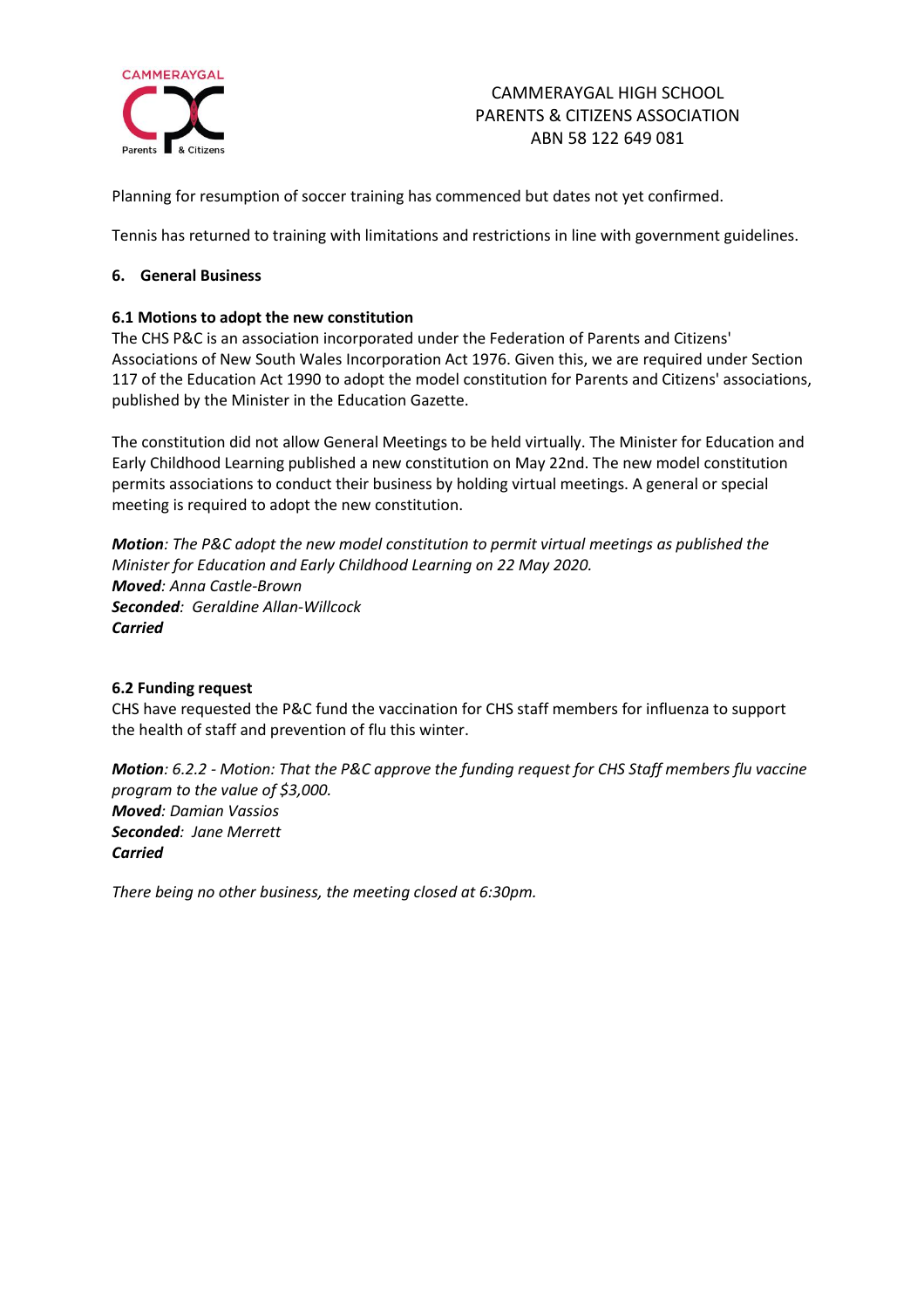Planning for resumption of soccer training has commenced but dates not yet confirmed.

Tennis has returned to training with limitations and restrictions in line with government guidelines.

## 6. General Business

### 6.1 Motions to adopt the new constitution

The CHS P&C is an association incorporated under the Federation of Parents and Citizens' Associations of New South Wales Incorporation Act 1976. Given this, we are required under Section 117 of the Education Act 1990 to adopt the model constitution for Parents and Citizens' associations, published by the Minister in the Education Gazette.

The constitution did not allow General Meetings to be held virtually. The Minister for Education and Early Childhood Learning published a new constitution on May 22nd. The new model constitution permits associations to conduct their business by holding virtual meetings. A general or special meeting is required to adopt the new constitution.

***Motion****: The P&C adopt the new model constitution to permit virtual meetings as published the Minister for Education and Early Childhood Learning on 22 May 2020.*
***Moved****: Anna Castle-Brown*
***Seconded****: Geraldine Allan-Willcock*
***Carried***

### 6.2 Funding request

CHS have requested the P&C fund the vaccination for CHS staff members for influenza to support the health of staff and prevention of flu this winter.

***Motion****: 6.2.2 - Motion: That the P&C approve the funding request for CHS Staff members flu vaccine program to the value of $3,000.*
***Moved****: Damian Vassios*
***Seconded****: Jane Merrett*
***Carried***

*There being no other business, the meeting closed at 6:30pm.*